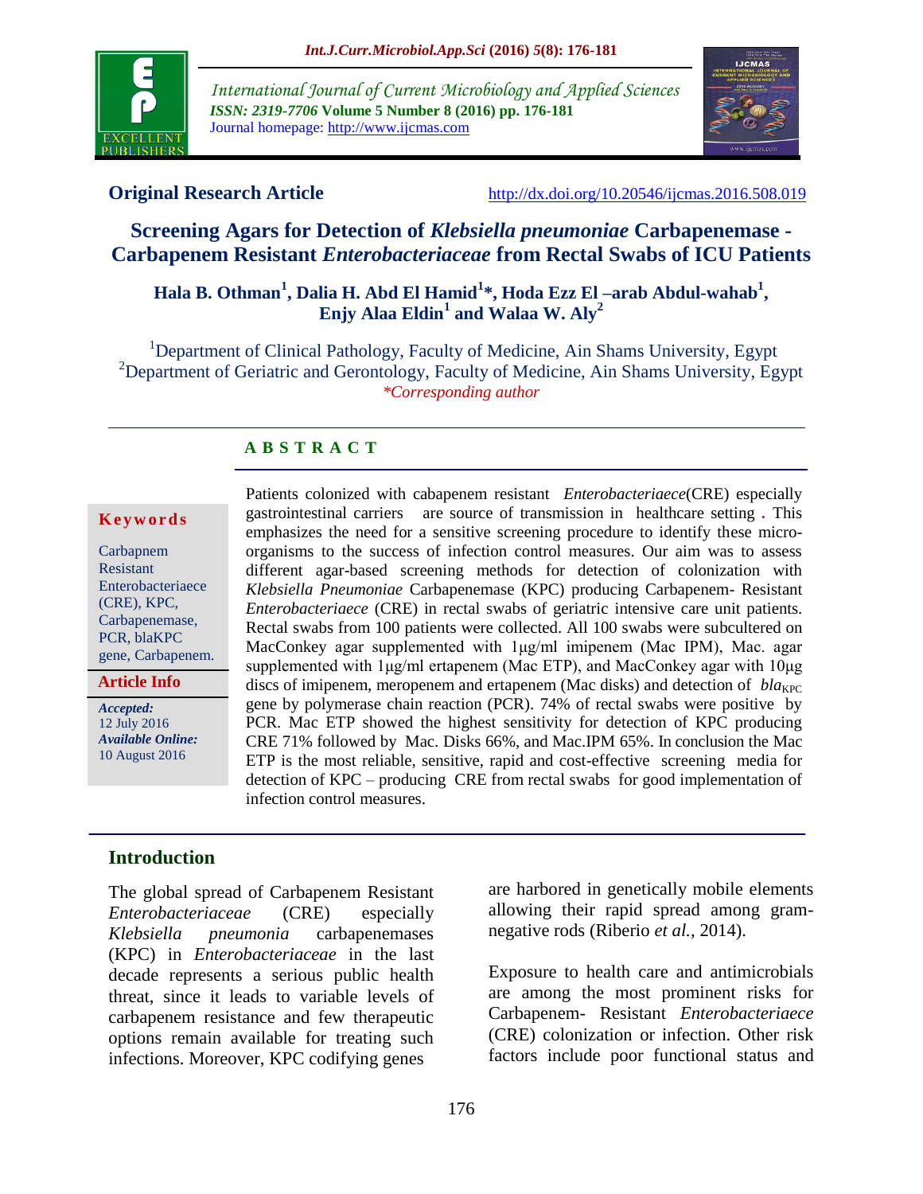**Original Research Article** http://dx.doi.org/10.20546/ijcmas.2016.508.019

# Screening Agars for Detection of *Klebsiella pneumoniae* Carbapenemase - Carbapenem Resistant *Enterobacteriaceae* from Rectal Swabs of ICU Patients

**Hala B. Othman[1], Dalia H. Abd El Hamid[1]*, Hoda Ezz El –arab Abdul-wahab[1], Enjy Alaa Eldin[1] and Walaa W. Aly[2]**

[1]Department of Clinical Pathology, Faculty of Medicine, Ain Shams University, Egypt
[2]Department of Geriatric and Gerontology, Faculty of Medicine, Ain Shams University, Egypt
*\*Corresponding author*

## A B S T R A C T

**Keywords**

Carbapnem Resistant Enterobacteriaece (CRE), KPC, Carbapenemase, PCR, blaKPC gene, Carbapenem.

**Article Info**

*Accepted:* 12 July 2016
*Available Online:* 10 August 2016

Patients colonized with cabapenem resistant *Enterobacteriaece*(CRE) especially gastrointestinal carriers are source of transmission in healthcare setting **.** This emphasizes the need for a sensitive screening procedure to identify these micro-organisms to the success of infection control measures. Our aim was to assess different agar-based screening methods for detection of colonization with *Klebsiella Pneumoniae* Carbapenemase (KPC) producing Carbapenem- Resistant *Enterobacteriaece* (CRE) in rectal swabs of geriatric intensive care unit patients. Rectal swabs from 100 patients were collected. All 100 swabs were subcultered on MacConkey agar supplemented with 1μg/ml imipenem (Mac IPM), Mac. agar supplemented with 1μg/ml ertapenem (Mac ETP), and MacConkey agar with 10μg discs of imipenem, meropenem and ertapenem (Mac disks) and detection of $bla_{KPC}$ gene by polymerase chain reaction (PCR). 74% of rectal swabs were positive by PCR. Mac ETP showed the highest sensitivity for detection of KPC producing CRE 71% followed by Mac. Disks 66%, and Mac.IPM 65%. In conclusion the Mac ETP is the most reliable, sensitive, rapid and cost-effective screening media for detection of KPC – producing CRE from rectal swabs for good implementation of infection control measures.

## Introduction

The global spread of Carbapenem Resistant *Enterobacteriaceae* (CRE) especially *Klebsiella pneumonia* carbapenemases (KPC) in *Enterobacteriaceae* in the last decade represents a serious public health threat, since it leads to variable levels of carbapenem resistance and few therapeutic options remain available for treating such infections. Moreover, KPC codifying genes are harbored in genetically mobile elements allowing their rapid spread among gram-negative rods (Riberio *et al.,* 2014).

Exposure to health care and antimicrobials are among the most prominent risks for Carbapenem- Resistant *Enterobacteriace* (CRE) colonization or infection. Other risk factors include poor functional status and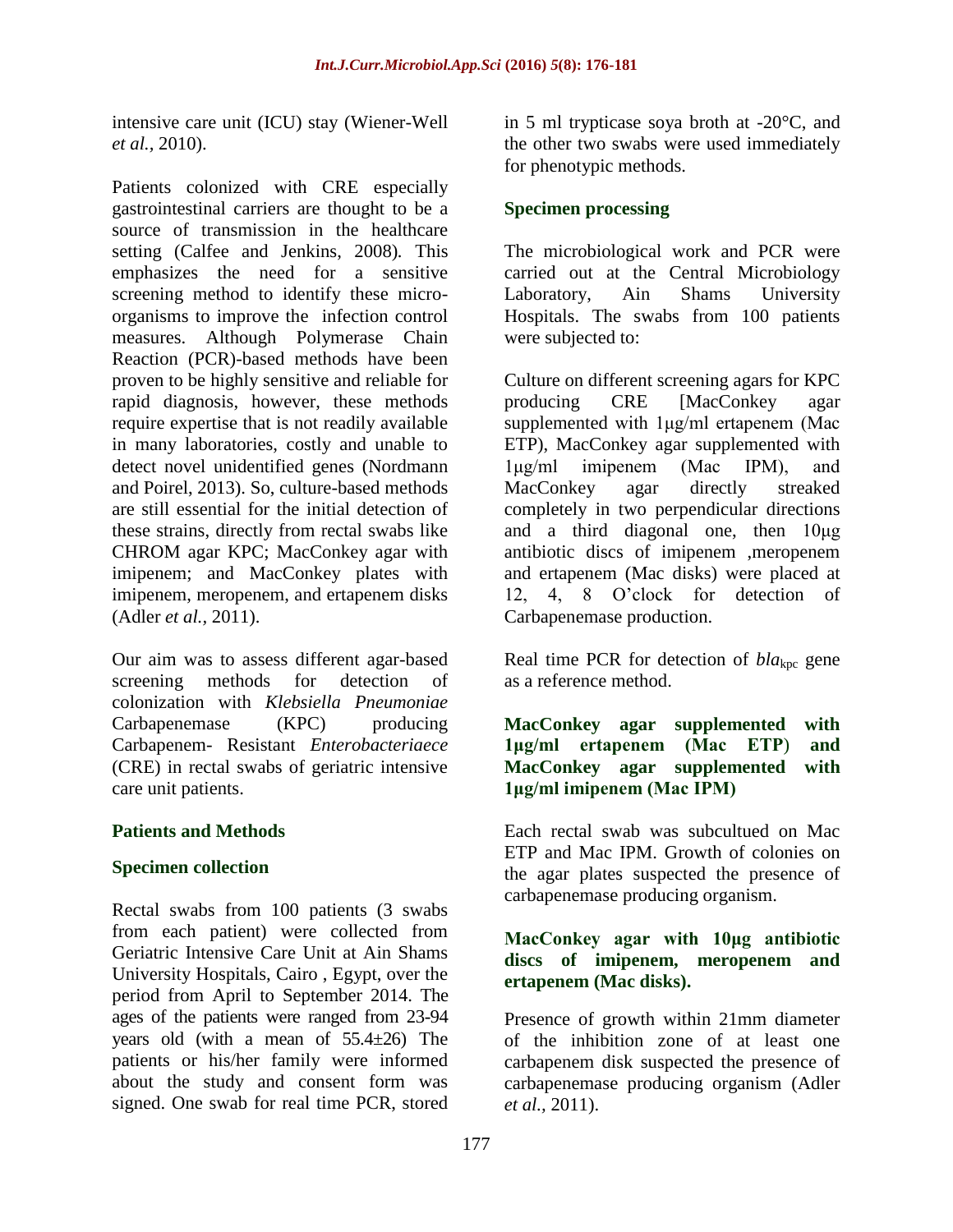intensive care unit (ICU) stay (Wiener-Well *et al.,* 2010).

Patients colonized with CRE especially gastrointestinal carriers are thought to be a source of transmission in the healthcare setting (Calfee and Jenkins, 2008). This emphasizes the need for a sensitive screening method to identify these micro-organisms to improve the infection control measures. Although Polymerase Chain Reaction (PCR)-based methods have been proven to be highly sensitive and reliable for rapid diagnosis, however, these methods require expertise that is not readily available in many laboratories, costly and unable to detect novel unidentified genes (Nordmann and Poirel, 2013). So, culture-based methods are still essential for the initial detection of these strains, directly from rectal swabs like CHROM agar KPC; MacConkey agar with imipenem; and MacConkey plates with imipenem, meropenem, and ertapenem disks (Adler *et al.,* 2011).

Our aim was to assess different agar-based screening methods for detection of colonization with *Klebsiella Pneumoniae* Carbapenemase (KPC) producing Carbapenem- Resistant *Enterobacteriaece* (CRE) in rectal swabs of geriatric intensive care unit patients.

## Patients and Methods

### Specimen collection

Rectal swabs from 100 patients (3 swabs from each patient) were collected from Geriatric Intensive Care Unit at Ain Shams University Hospitals, Cairo , Egypt, over the period from April to September 2014. The ages of the patients were ranged from 23-94 years old (with a mean of 55.4±26) The patients or his/her family were informed about the study and consent form was signed. One swab for real time PCR, stored in 5 ml trypticase soya broth at -20°C, and the other two swabs were used immediately for phenotypic methods.

### Specimen processing

The microbiological work and PCR were carried out at the Central Microbiology Laboratory, Ain Shams University Hospitals. The swabs from 100 patients were subjected to:

Culture on different screening agars for KPC producing CRE [MacConkey agar supplemented with 1µg/ml ertapenem (Mac ETP), MacConkey agar supplemented with 1µg/ml imipenem (Mac IPM), and MacConkey agar directly streaked completely in two perpendicular directions and a third diagonal one, then 10µg antibiotic discs of imipenem ,meropenem and ertapenem (Mac disks) were placed at 12, 4, 8 O'clock for detection of Carbapenemase production.

Real time PCR for detection of $bla_{kpc}$ gene as a reference method.

### MacConkey agar supplemented with 1µg/ml ertapenem (Mac ETP) and MacConkey agar supplemented with 1µg/ml imipenem (Mac IPM)

Each rectal swab was subcultued on Mac ETP and Mac IPM. Growth of colonies on the agar plates suspected the presence of carbapenemase producing organism.

### MacConkey agar with 10µg antibiotic discs of imipenem, meropenem and ertapenem (Mac disks).

Presence of growth within 21mm diameter of the inhibition zone of at least one carbapenem disk suspected the presence of carbapenemase producing organism (Adler *et al.,* 2011).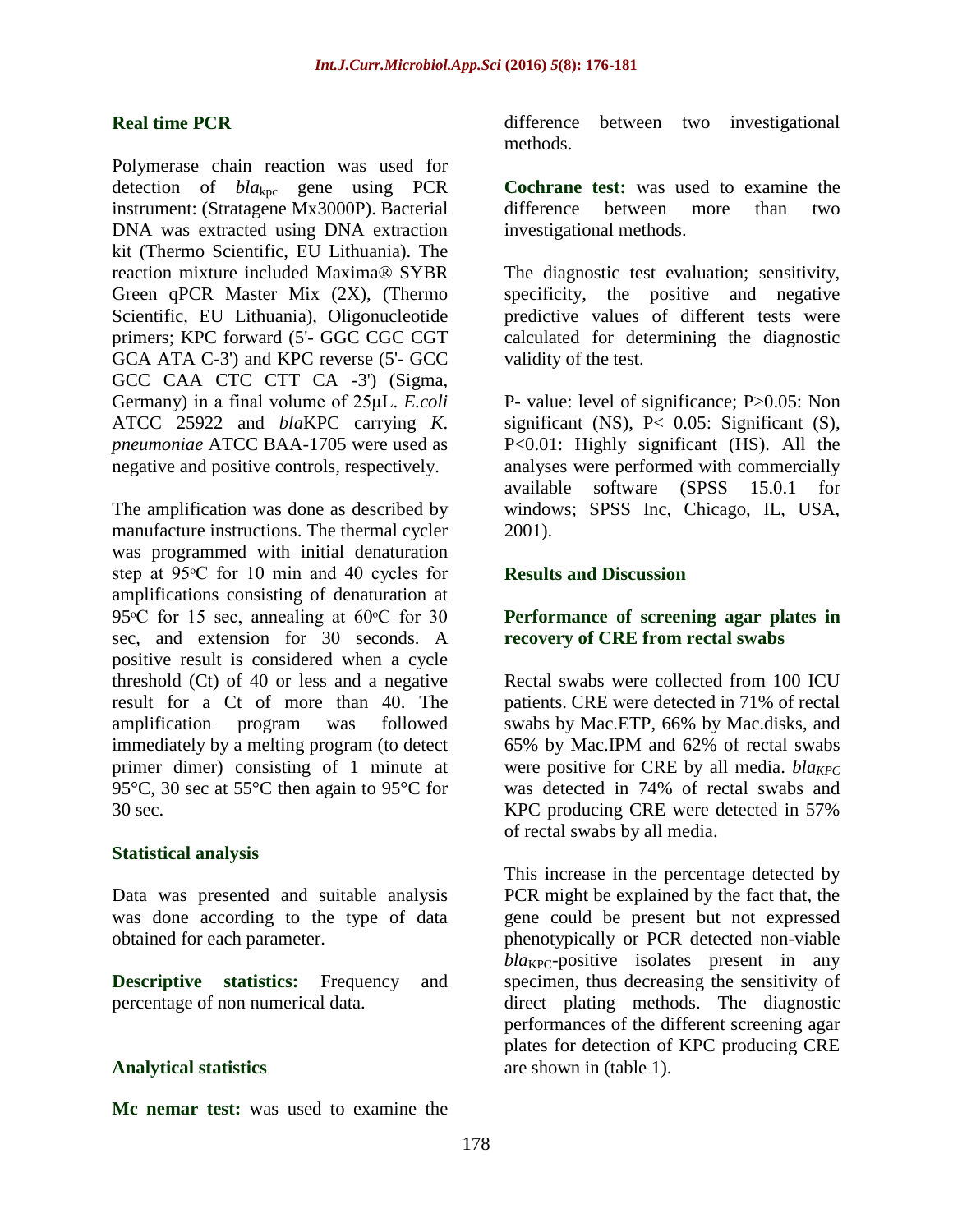### Real time PCR

Polymerase chain reaction was used for detection of *bla*$_{kpc}$ gene using PCR instrument: (Stratagene Mx3000P). Bacterial DNA was extracted using DNA extraction kit (Thermo Scientific, EU Lithuania). The reaction mixture included Maxima® SYBR Green qPCR Master Mix (2X), (Thermo Scientific, EU Lithuania), Oligonucleotide primers; KPC forward (5'- GGC CGC CGT GCA ATA C-3') and KPC reverse (5'- GCC GCC CAA CTC CTT CA -3') (Sigma, Germany) in a final volume of 25µL. *E.coli* ATCC 25922 and *bla*KPC carrying *K. pneumoniae* ATCC BAA-1705 were used as negative and positive controls, respectively.

The amplification was done as described by manufacture instructions. The thermal cycler was programmed with initial denaturation step at 95°C for 10 min and 40 cycles for amplifications consisting of denaturation at 95°C for 15 sec, annealing at 60°C for 30 sec, and extension for 30 seconds. A positive result is considered when a cycle threshold (Ct) of 40 or less and a negative result for a Ct of more than 40. The amplification program was followed immediately by a melting program (to detect primer dimer) consisting of 1 minute at 95°C, 30 sec at 55°C then again to 95°C for 30 sec.

### Statistical analysis

Data was presented and suitable analysis was done according to the type of data obtained for each parameter.

**Descriptive statistics:** Frequency and percentage of non numerical data.

### Analytical statistics

**Mc nemar test:** was used to examine the difference between two investigational methods.

**Cochrane test:** was used to examine the difference between more than two investigational methods.

The diagnostic test evaluation; sensitivity, specificity, the positive and negative predictive values of different tests were calculated for determining the diagnostic validity of the test.

P- value: level of significance; $P>0.05$: Non significant (NS), $P< 0.05$: Significant (S), $P<0.01$: Highly significant (HS). All the analyses were performed with commercially available software (SPSS 15.0.1 for windows; SPSS Inc, Chicago, IL, USA, 2001).

## Results and Discussion

### Performance of screening agar plates in recovery of CRE from rectal swabs

Rectal swabs were collected from 100 ICU patients. CRE were detected in 71% of rectal swabs by Mac.ETP, 66% by Mac.disks, and 65% by Mac.IPM and 62% of rectal swabs were positive for CRE by all media. *bla*$_{KPC}$ was detected in 74% of rectal swabs and KPC producing CRE were detected in 57% of rectal swabs by all media.

This increase in the percentage detected by PCR might be explained by the fact that, the gene could be present but not expressed phenotypically or PCR detected non-viable *bla*$_{KPC}$-positive isolates present in any specimen, thus decreasing the sensitivity of direct plating methods. The diagnostic performances of the different screening agar plates for detection of KPC producing CRE are shown in (table 1).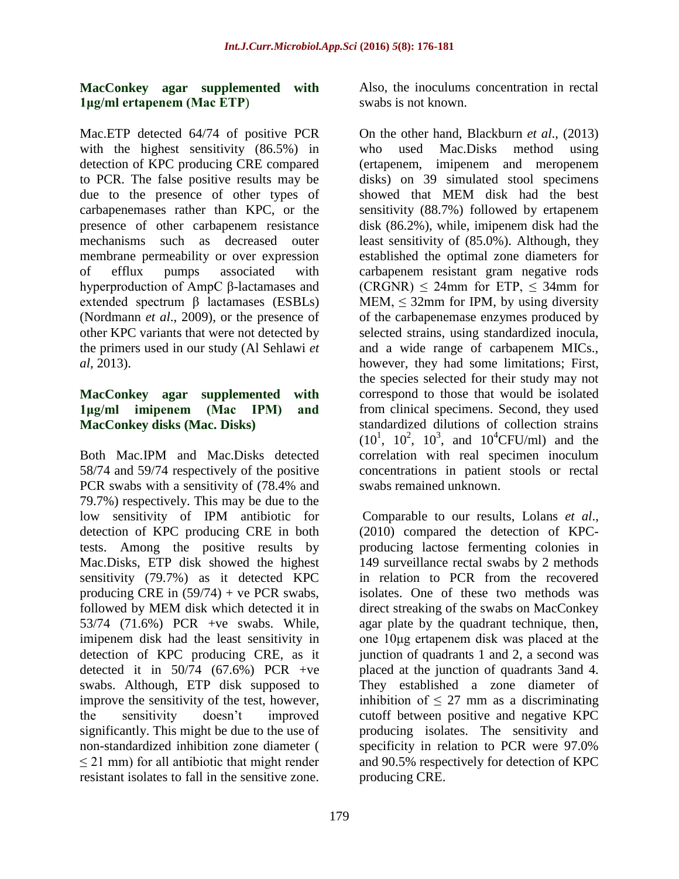### MacConkey agar supplemented with 1μg/ml ertapenem (Mac ETP)

Mac.ETP detected 64/74 of positive PCR with the highest sensitivity (86.5%) in detection of KPC producing CRE compared to PCR. The false positive results may be due to the presence of other types of carbapenemases rather than KPC, or the presence of other carbapenem resistance mechanisms such as decreased outer membrane permeability or over expression of efflux pumps associated with hyperproduction of AmpC β-lactamases and extended spectrum β lactamases (ESBLs) (Nordmann *et al*., 2009), or the presence of other KPC variants that were not detected by the primers used in our study (Al Sehlawi *et al*, 2013).

### MacConkey agar supplemented with 1μg/ml imipenem (Mac IPM) and MacConkey disks (Mac. Disks)

Both Mac.IPM and Mac.Disks detected 58/74 and 59/74 respectively of the positive PCR swabs with a sensitivity of (78.4% and 79.7%) respectively. This may be due to the low sensitivity of IPM antibiotic for detection of KPC producing CRE in both tests. Among the positive results by Mac.Disks, ETP disk showed the highest sensitivity (79.7%) as it detected KPC producing CRE in (59/74) + ve PCR swabs, followed by MEM disk which detected it in 53/74 (71.6%) PCR +ve swabs. While, imipenem disk had the least sensitivity in detection of KPC producing CRE, as it detected it in 50/74 (67.6%) PCR +ve swabs. Although, ETP disk supposed to improve the sensitivity of the test, however, the sensitivity doesn't improved significantly. This might be due to the use of non-standardized inhibition zone diameter ( $\leq$ 21 mm) for all antibiotic that might render resistant isolates to fall in the sensitive zone. Also, the inoculums concentration in rectal swabs is not known.

On the other hand, Blackburn *et al*., (2013) who used Mac.Disks method using (ertapenem, imipenem and meropenem disks) on 39 simulated stool specimens showed that MEM disk had the best sensitivity (88.7%) followed by ertapenem disk (86.2%), while, imipenem disk had the least sensitivity of (85.0%). Although, they established the optimal zone diameters for carbapenem resistant gram negative rods (CRGNR) $\leq$ 24mm for ETP, $\leq$ 34mm for MEM, $\leq$ 32mm for IPM, by using diversity of the carbapenemase enzymes produced by selected strains, using standardized inocula, and a wide range of carbapenem MICs., however, they had some limitations; First, the species selected for their study may not correspond to those that would be isolated from clinical specimens. Second, they used standardized dilutions of collection strains ($10^1$, $10^2$, $10^3$, and $10^4$CFU/ml) and the correlation with real specimen inoculum concentrations in patient stools or rectal swabs remained unknown.

Comparable to our results, Lolans *et al*., (2010) compared the detection of KPC-producing lactose fermenting colonies in 149 surveillance rectal swabs by 2 methods in relation to PCR from the recovered isolates. One of these two methods was direct streaking of the swabs on MacConkey agar plate by the quadrant technique, then, one 10μg ertapenem disk was placed at the junction of quadrants 1 and 2, a second was placed at the junction of quadrants 3and 4. They established a zone diameter of inhibition of $\leq$ 27 mm as a discriminating cutoff between positive and negative KPC producing isolates. The sensitivity and specificity in relation to PCR were 97.0% and 90.5% respectively for detection of KPC producing CRE.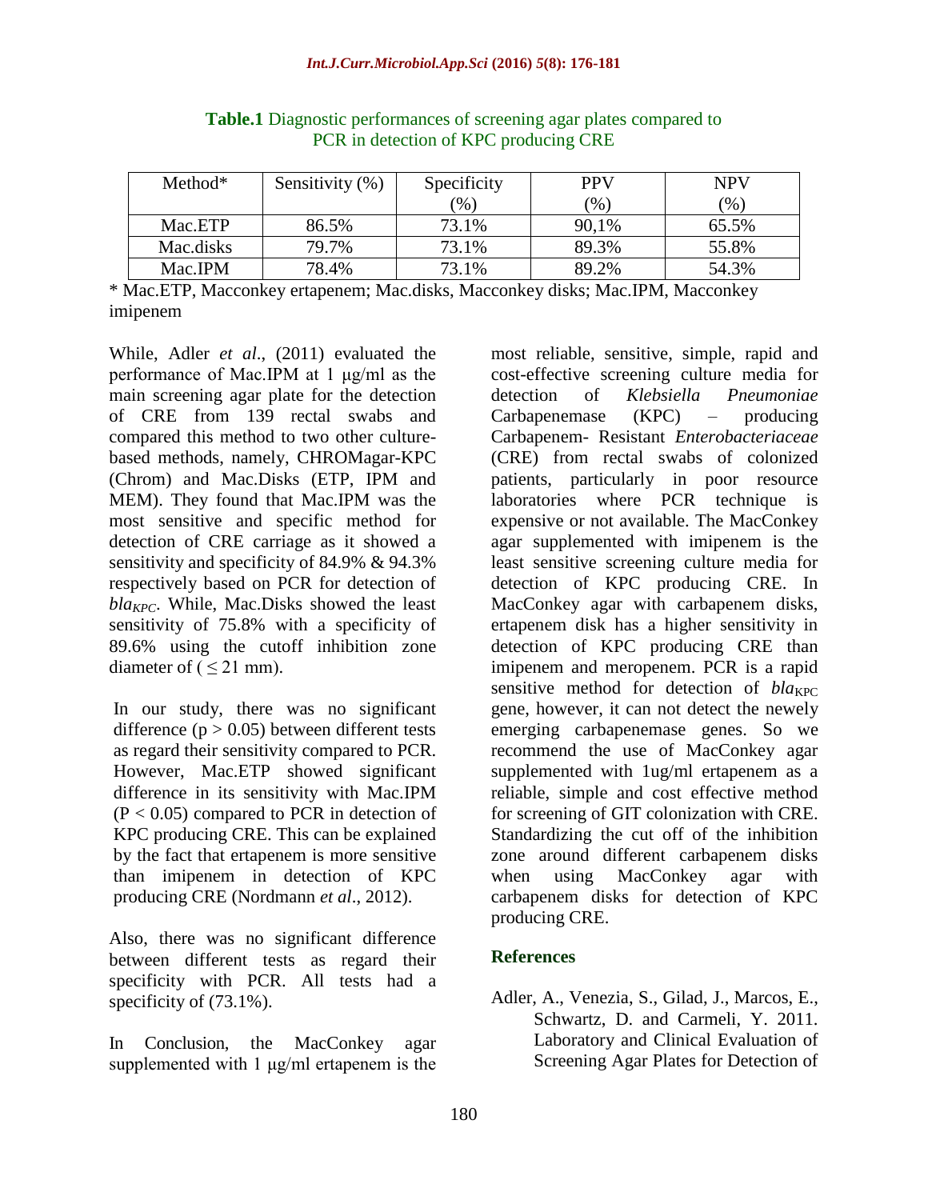**Table.1** Diagnostic performances of screening agar plates compared to PCR in detection of KPC producing CRE

| Method* | Sensitivity (%) | Specificity (%) | PPV (%) | NPV (%) |
|---|---|---|---|---|
| Mac.ETP | 86.5% | 73.1% | 90,1% | 65.5% |
| Mac.disks | 79.7% | 73.1% | 89.3% | 55.8% |
| Mac.IPM | 78.4% | 73.1% | 89.2% | 54.3% |

\* Mac.ETP, Macconkey ertapenem; Mac.disks, Macconkey disks; Mac.IPM, Macconkey imipenem

While, Adler *et al*., (2011) evaluated the performance of Mac.IPM at 1 μg/ml as the main screening agar plate for the detection of CRE from 139 rectal swabs and compared this method to two other culture-based methods, namely, CHROMagar-KPC (Chrom) and Mac.Disks (ETP, IPM and MEM). They found that Mac.IPM was the most sensitive and specific method for detection of CRE carriage as it showed a sensitivity and specificity of 84.9% & 94.3% respectively based on PCR for detection of ***bla*$_{KPC}$**. While, Mac.Disks showed the least sensitivity of 75.8% with a specificity of 89.6% using the cutoff inhibition zone diameter of ( $\leq$ 21 mm).

In our study, there was no significant difference ($p > 0.05$) between different tests as regard their sensitivity compared to PCR. However, Mac.ETP showed significant difference in its sensitivity with Mac.IPM ($P < 0.05$) compared to PCR in detection of KPC producing CRE. This can be explained by the fact that ertapenem is more sensitive than imipenem in detection of KPC producing CRE (Nordmann *et al*., 2012).

Also, there was no significant difference between different tests as regard their specificity with PCR. All tests had a specificity of (73.1%).

In Conclusion, the MacConkey agar supplemented with 1 μg/ml ertapenem is the most reliable, sensitive, simple, rapid and cost-effective screening culture media for detection of *Klebsiella Pneumoniae* Carbapenemase (KPC) – producing Carbapenem- Resistant *Enterobacteriaceae* (CRE) from rectal swabs of colonized patients, particularly in poor resource laboratories where PCR technique is expensive or not available. The MacConkey agar supplemented with imipenem is the least sensitive screening culture media for detection of KPC producing CRE. In MacConkey agar with carbapenem disks, ertapenem disk has a higher sensitivity in detection of KPC producing CRE than imipenem and meropenem. PCR is a rapid sensitive method for detection of *bla*$_{KPC}$ gene, however, it can not detect the newely emerging carbapenemase genes. So we recommend the use of MacConkey agar supplemented with 1ug/ml ertapenem as a reliable, simple and cost effective method for screening of GIT colonization with CRE. Standardizing the cut off of the inhibition zone around different carbapenem disks when using MacConkey agar with carbapenem disks for detection of KPC producing CRE.

## References

Adler, A., Venezia, S., Gilad, J., Marcos, E., Schwartz, D. and Carmeli, Y. 2011. Laboratory and Clinical Evaluation of Screening Agar Plates for Detection of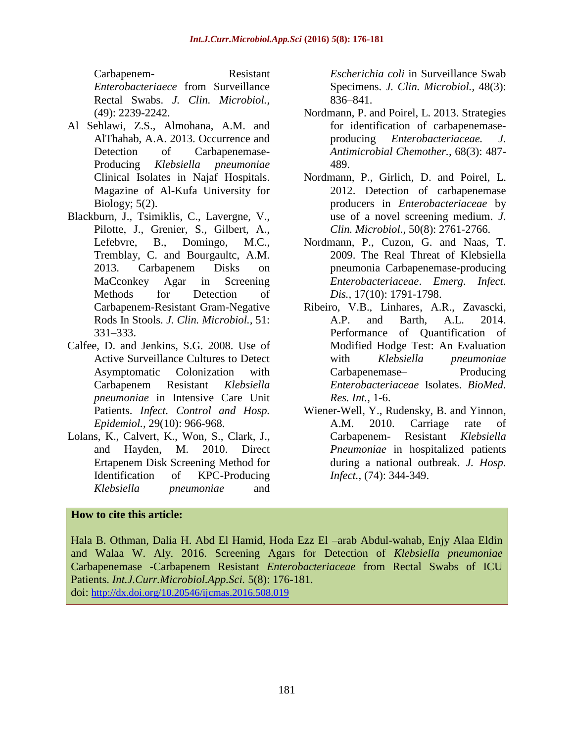Carbapenem- Resistant *Enterobacteriaece* from Surveillance Rectal Swabs. *J. Clin. Microbiol.,* (49): 2239-2242.

Al Sehlawi, Z.S., Almohana, A.M. and AlThahab, A.A. 2013. Occurrence and Detection of Carbapenemase-Producing *Klebsiella pneumoniae* Clinical Isolates in Najaf Hospitals. Magazine of Al-Kufa University for Biology; 5(2).

Blackburn, J., Tsimiklis, C., Lavergne, V., Pilotte, J., Grenier, S., Gilbert, A., Lefebvre, B., Domingo, M.C., Tremblay, C. and Bourgaultc, A.M. 2013. Carbapenem Disks on MaCconkey Agar in Screening Methods for Detection of Carbapenem-Resistant Gram-Negative Rods In Stools. *J. Clin. Microbiol.,* 51: 331–333.

Calfee, D. and Jenkins, S.G. 2008. Use of Active Surveillance Cultures to Detect Asymptomatic Colonization with Carbapenem Resistant *Klebsiella pneumoniae* in Intensive Care Unit Patients. *Infect. Control and Hosp. Epidemiol.,* 29(10): 966-968.

Lolans, K., Calvert, K., Won, S., Clark, J., and Hayden, M. 2010. Direct Ertapenem Disk Screening Method for Identification of KPC-Producing *Klebsiella pneumoniae* and *Escherichia coli* in Surveillance Swab Specimens. *J. Clin. Microbiol.,* 48(3): 836–841.

Nordmann, P. and Poirel, L. 2013. Strategies for identification of carbapenemase-producing *Enterobacteriaceae. J. Antimicrobial Chemother.,* 68(3): 487-489.

Nordmann, P., Girlich, D. and Poirel, L. 2012. Detection of carbapenemase producers in *Enterobacteriaceae* by use of a novel screening medium. *J. Clin. Microbiol.,* 50(8): 2761-2766.

Nordmann, P., Cuzon, G. and Naas, T. 2009. The Real Threat of Klebsiella pneumonia Carbapenemase-producing *Enterobacteriaceae*. *Emerg. Infect. Dis.,* 17(10): 1791-1798.

Ribeiro, V.B., Linhares, A.R., Zavascki, A.P. and Barth, A.L. 2014. Performance of Quantification of Modified Hodge Test: An Evaluation with *Klebsiella pneumoniae* Carbapenemase– Producing *Enterobacteriaceae* Isolates. *BioMed. Res. Int.,* 1-6.

Wiener-Well, Y., Rudensky, B. and Yinnon, A.M. 2010. Carriage rate of Carbapenem- Resistant *Klebsiella Pneumoniae* in hospitalized patients during a national outbreak. *J. Hosp. Infect.,* (74): 344-349.

**How to cite this article:**

Hala B. Othman, Dalia H. Abd El Hamid, Hoda Ezz El –arab Abdul-wahab, Enjy Alaa Eldin and Walaa W. Aly. 2016. Screening Agars for Detection of *Klebsiella pneumoniae* Carbapenemase -Carbapenem Resistant *Enterobacteriaceae* from Rectal Swabs of ICU Patients. *Int.J.Curr.Microbiol.App.Sci.* 5(8): 176-181.
doi: http://dx.doi.org/10.20546/ijcmas.2016.508.019